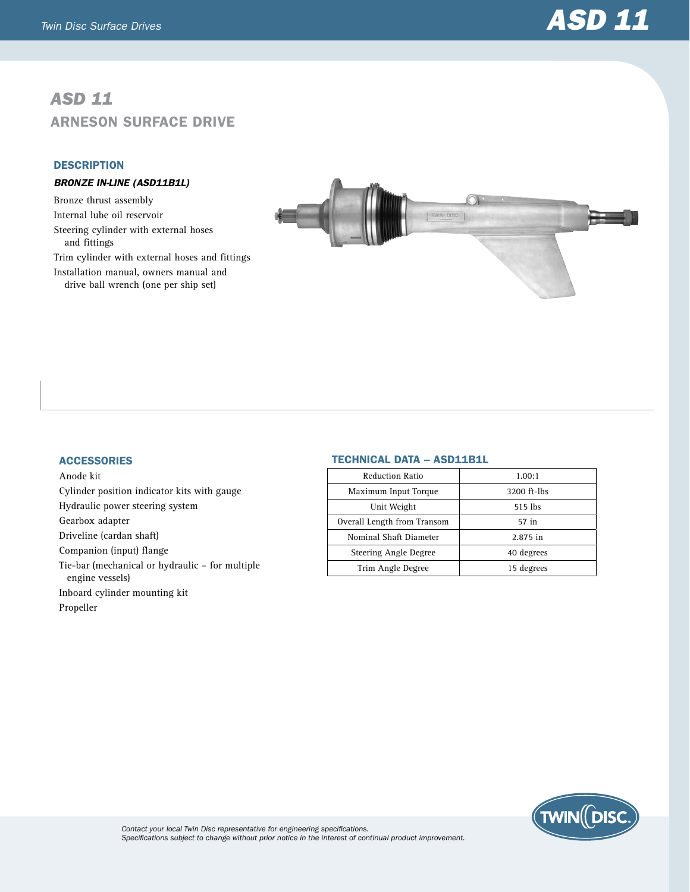# ASD 11

## ARNESON SURFACE DRIVE

### DESCRIPTION

#### *BRONZE IN-LINE (ASD11B1L)*

- Bronze thrust assembly
- Internal lube oil reservoir
- Steering cylinder with external hoses and fittings
- Trim cylinder with external hoses and fittings
- Installation manual, owners manual and drive ball wrench (one per ship set)

### ACCESSORIES

- Anode kit
- Cylinder position indicator kits with gauge
- Hydraulic power steering system
- Gearbox adapter
- Driveline (cardan shaft)
- Companion (input) flange
- Tie-bar (mechanical or hydraulic – for multiple engine vessels)
- Inboard cylinder mounting kit
- Propeller

### TECHNICAL DATA – ASD11B1L

| Parameter | Value |
|---|---|
| Reduction Ratio | 1.00:1 |
| Maximum Input Torque | 3200 ft-lbs |
| Unit Weight | 515 lbs |
| Overall Length from Transom | 57 in |
| Nominal Shaft Diameter | 2.875 in |
| Steering Angle Degree | 40 degrees |
| Trim Angle Degree | 15 degrees |

*Contact your local Twin Disc representative for engineering specifications.*
*Specifications subject to change without prior notice in the interest of continual product improvement.*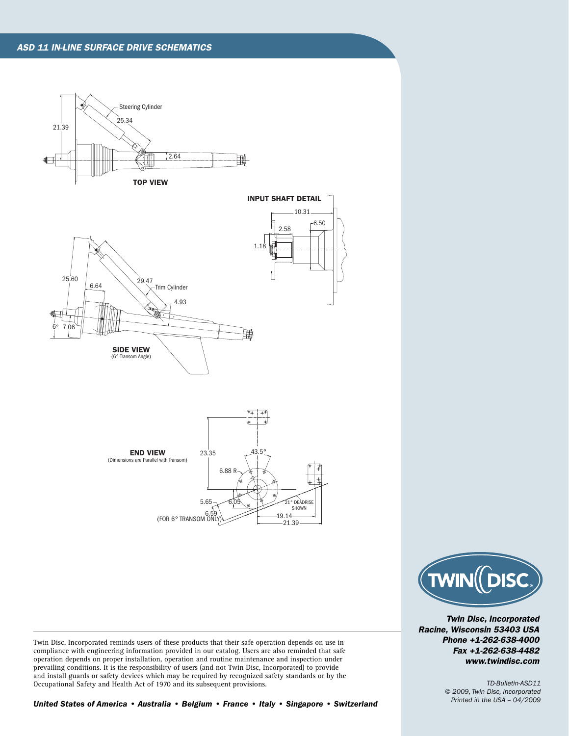## ASD 11 IN-LINE SURFACE DRIVE SCHEMATICS

Steering Cylinder

25.34

21.39

2.64

**TOP VIEW**

**INPUT SHAFT DETAIL**

10.31

6.50

2.58

1.18

25.60

6.64

29.47

Trim Cylinder

4.93

6°

7.06

**SIDE VIEW**
(6° Transom Angle)

**END VIEW**
(Dimensions are Parallel with Transom)

23.35

43.5°

6.88 R

5.65

6.05

6.59
(FOR 6° TRANSOM ONLY)

21° DEADRISE SHOWN

19.14

21.39

Twin Disc, Incorporated reminds users of these products that their safe operation depends on use in compliance with engineering information provided in our catalog. Users are also reminded that safe operation depends on proper installation, operation and routine maintenance and inspection under prevailing conditions. It is the responsibility of users (and not Twin Disc, Incorporated) to provide and install guards or safety devices which may be required by recognized safety standards or by the Occupational Safety and Health Act of 1970 and its subsequent provisions.

***United States of America • Australia • Belgium • France • Italy • Singapore • Switzerland***

TWIN DISC

***Twin Disc, Incorporated***
***Racine, Wisconsin 53403 USA***
***Phone +1-262-638-4000***
***Fax +1-262-638-4482***
***www.twindisc.com***

*TD-Bulletin-ASD11*
*© 2009, Twin Disc, Incorporated*
*Printed in the USA – 04/2009*